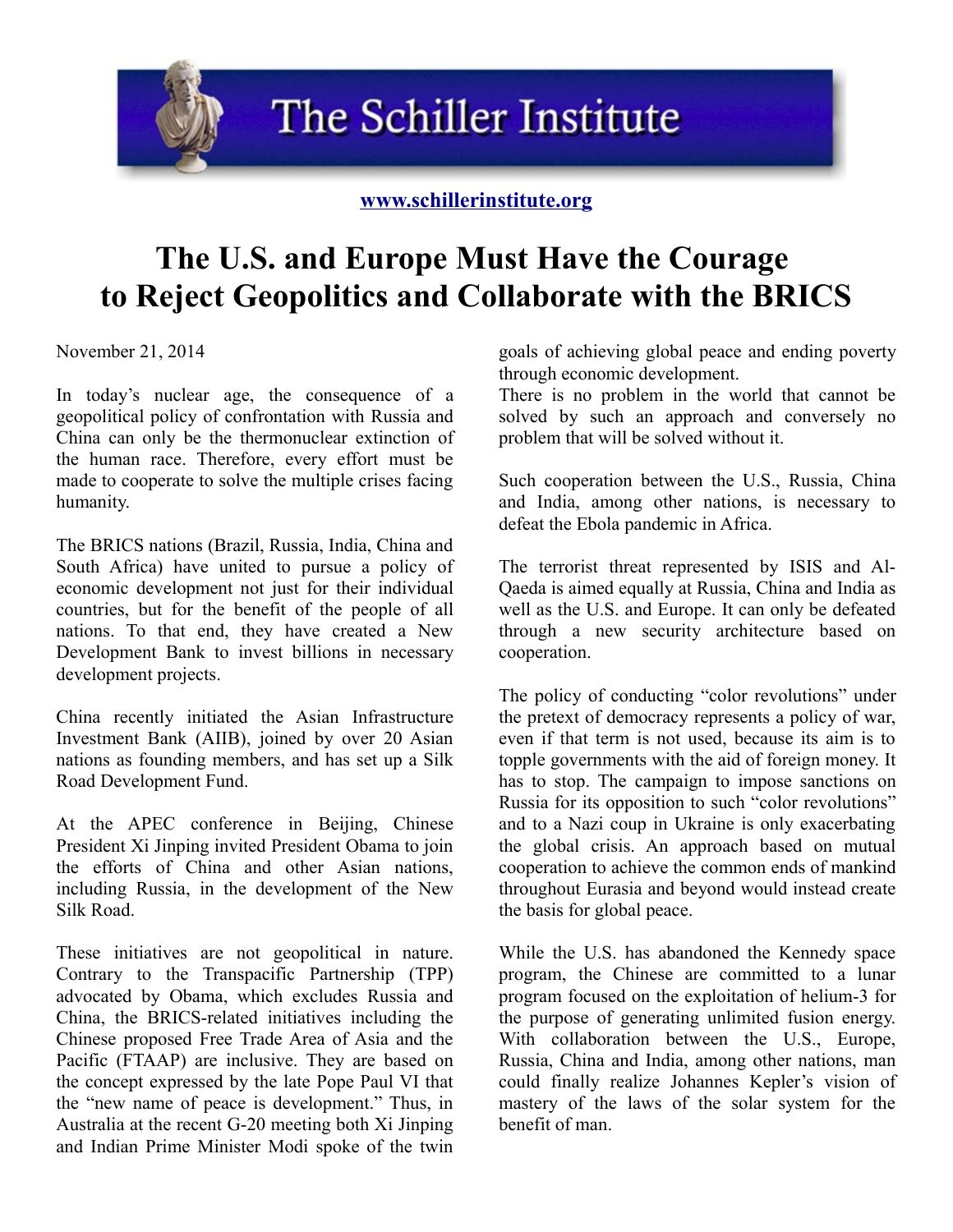The Schiller Institute

www.schillerinstitute.org

# The U.S. and Europe Must Have the Courage to Reject Geopolitics and Collaborate with the BRICS

November 21, 2014

In today's nuclear age, the consequence of a geopolitical policy of confrontation with Russia and China can only be the thermonuclear extinction of the human race. Therefore, every effort must be made to cooperate to solve the multiple crises facing humanity.

The BRICS nations (Brazil, Russia, India, China and South Africa) have united to pursue a policy of economic development not just for their individual countries, but for the benefit of the people of all nations. To that end, they have created a New Development Bank to invest billions in necessary development projects.

China recently initiated the Asian Infrastructure Investment Bank (AIIB), joined by over 20 Asian nations as founding members, and has set up a Silk Road Development Fund.

At the APEC conference in Beijing, Chinese President Xi Jinping invited President Obama to join the efforts of China and other Asian nations, including Russia, in the development of the New Silk Road.

These initiatives are not geopolitical in nature. Contrary to the Transpacific Partnership (TPP) advocated by Obama, which excludes Russia and China, the BRICS-related initiatives including the Chinese proposed Free Trade Area of Asia and the Pacific (FTAAP) are inclusive. They are based on the concept expressed by the late Pope Paul VI that the "new name of peace is development." Thus, in Australia at the recent G-20 meeting both Xi Jinping and Indian Prime Minister Modi spoke of the twin goals of achieving global peace and ending poverty through economic development.
There is no problem in the world that cannot be solved by such an approach and conversely no problem that will be solved without it.

Such cooperation between the U.S., Russia, China and India, among other nations, is necessary to defeat the Ebola pandemic in Africa.

The terrorist threat represented by ISIS and Al-Qaeda is aimed equally at Russia, China and India as well as the U.S. and Europe. It can only be defeated through a new security architecture based on cooperation.

The policy of conducting "color revolutions" under the pretext of democracy represents a policy of war, even if that term is not used, because its aim is to topple governments with the aid of foreign money. It has to stop. The campaign to impose sanctions on Russia for its opposition to such "color revolutions" and to a Nazi coup in Ukraine is only exacerbating the global crisis. An approach based on mutual cooperation to achieve the common ends of mankind throughout Eurasia and beyond would instead create the basis for global peace.

While the U.S. has abandoned the Kennedy space program, the Chinese are committed to a lunar program focused on the exploitation of helium-3 for the purpose of generating unlimited fusion energy. With collaboration between the U.S., Europe, Russia, China and India, among other nations, man could finally realize Johannes Kepler's vision of mastery of the laws of the solar system for the benefit of man.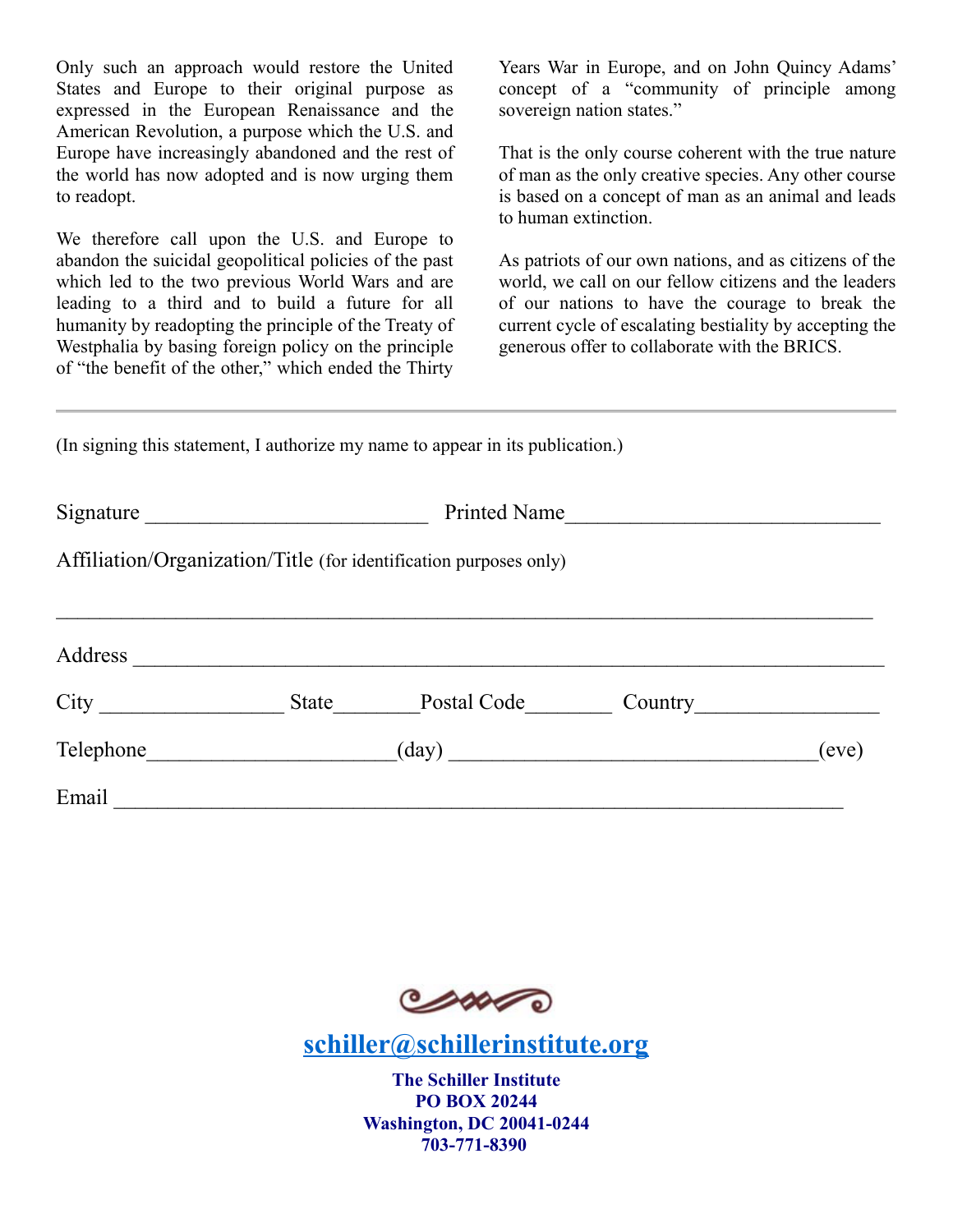Only such an approach would restore the United States and Europe to their original purpose as expressed in the European Renaissance and the American Revolution, a purpose which the U.S. and Europe have increasingly abandoned and the rest of the world has now adopted and is now urging them to readopt.

We therefore call upon the U.S. and Europe to abandon the suicidal geopolitical policies of the past which led to the two previous World Wars and are leading to a third and to build a future for all humanity by readopting the principle of the Treaty of Westphalia by basing foreign policy on the principle of "the benefit of the other," which ended the Thirty Years War in Europe, and on John Quincy Adams' concept of a "community of principle among sovereign nation states."

That is the only course coherent with the true nature of man as the only creative species. Any other course is based on a concept of man as an animal and leads to human extinction.

As patriots of our own nations, and as citizens of the world, we call on our fellow citizens and the leaders of our nations to have the courage to break the current cycle of escalating bestiality by accepting the generous offer to collaborate with the BRICS.

---

(In signing this statement, I authorize my name to appear in its publication.)

Signature __________________________ Printed Name_____________________________

Affiliation/Organization/Title (for identification purposes only)

_____________________________________________________________________________

Address ______________________________________________________________________

City _________________ State________Postal Code________ Country_________________

Telephone______________________(day) _________________________________(eve)

Email ____________________________________________________________________

schiller@schillerinstitute.org

**The Schiller Institute**
**PO BOX 20244**
**Washington, DC 20041-0244**
**703-771-8390**